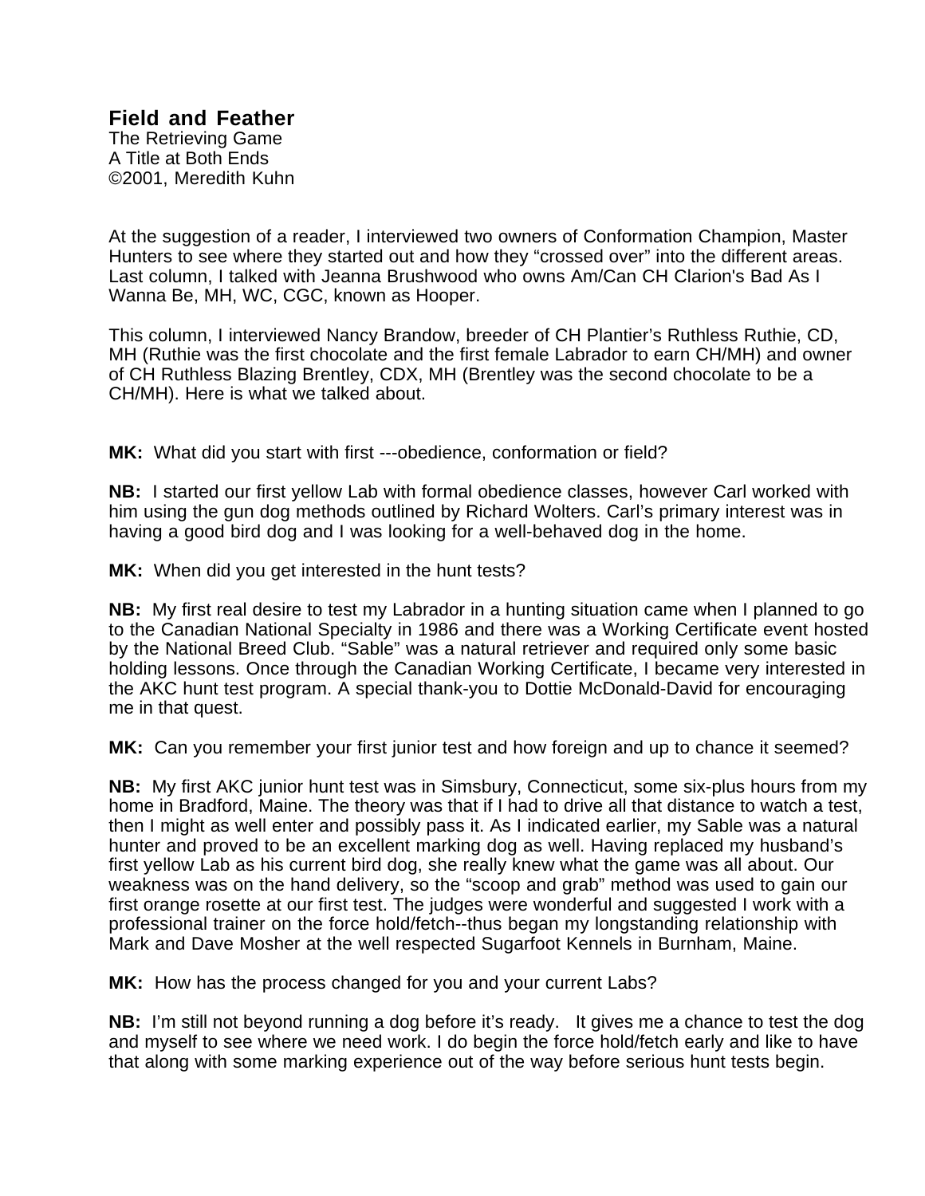# Field and Feather

The Retrieving Game
A Title at Both Ends
©2001, Meredith Kuhn

At the suggestion of a reader, I interviewed two owners of Conformation Champion, Master Hunters to see where they started out and how they "crossed over" into the different areas. Last column, I talked with Jeanna Brushwood who owns Am/Can CH Clarion's Bad As I Wanna Be, MH, WC, CGC, known as Hooper.

This column, I interviewed Nancy Brandow, breeder of CH Plantier's Ruthless Ruthie, CD, MH (Ruthie was the first chocolate and the first female Labrador to earn CH/MH) and owner of CH Ruthless Blazing Brentley, CDX, MH (Brentley was the second chocolate to be a CH/MH). Here is what we talked about.

**MK:** What did you start with first ---obedience, conformation or field?

**NB:** I started our first yellow Lab with formal obedience classes, however Carl worked with him using the gun dog methods outlined by Richard Wolters. Carl's primary interest was in having a good bird dog and I was looking for a well-behaved dog in the home.

**MK:** When did you get interested in the hunt tests?

**NB:** My first real desire to test my Labrador in a hunting situation came when I planned to go to the Canadian National Specialty in 1986 and there was a Working Certificate event hosted by the National Breed Club. "Sable" was a natural retriever and required only some basic holding lessons. Once through the Canadian Working Certificate, I became very interested in the AKC hunt test program. A special thank-you to Dottie McDonald-David for encouraging me in that quest.

**MK:** Can you remember your first junior test and how foreign and up to chance it seemed?

**NB:** My first AKC junior hunt test was in Simsbury, Connecticut, some six-plus hours from my home in Bradford, Maine. The theory was that if I had to drive all that distance to watch a test, then I might as well enter and possibly pass it. As I indicated earlier, my Sable was a natural hunter and proved to be an excellent marking dog as well. Having replaced my husband's first yellow Lab as his current bird dog, she really knew what the game was all about. Our weakness was on the hand delivery, so the "scoop and grab" method was used to gain our first orange rosette at our first test. The judges were wonderful and suggested I work with a professional trainer on the force hold/fetch--thus began my longstanding relationship with Mark and Dave Mosher at the well respected Sugarfoot Kennels in Burnham, Maine.

**MK:** How has the process changed for you and your current Labs?

**NB:** I'm still not beyond running a dog before it's ready. It gives me a chance to test the dog and myself to see where we need work. I do begin the force hold/fetch early and like to have that along with some marking experience out of the way before serious hunt tests begin.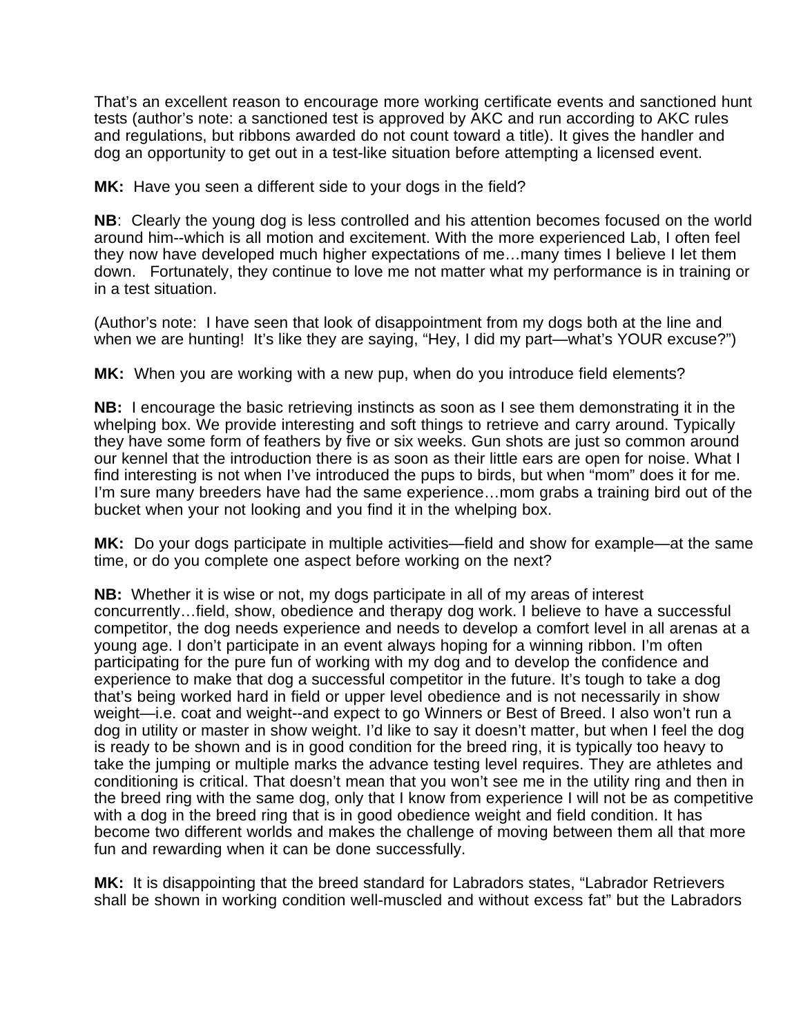That's an excellent reason to encourage more working certificate events and sanctioned hunt tests (author's note: a sanctioned test is approved by AKC and run according to AKC rules and regulations, but ribbons awarded do not count toward a title). It gives the handler and dog an opportunity to get out in a test-like situation before attempting a licensed event.

**MK:** Have you seen a different side to your dogs in the field?

**NB**: Clearly the young dog is less controlled and his attention becomes focused on the world around him--which is all motion and excitement. With the more experienced Lab, I often feel they now have developed much higher expectations of me…many times I believe I let them down. Fortunately, they continue to love me not matter what my performance is in training or in a test situation.

(Author's note: I have seen that look of disappointment from my dogs both at the line and when we are hunting! It's like they are saying, "Hey, I did my part—what's YOUR excuse?")

**MK:** When you are working with a new pup, when do you introduce field elements?

**NB:** I encourage the basic retrieving instincts as soon as I see them demonstrating it in the whelping box. We provide interesting and soft things to retrieve and carry around. Typically they have some form of feathers by five or six weeks. Gun shots are just so common around our kennel that the introduction there is as soon as their little ears are open for noise. What I find interesting is not when I've introduced the pups to birds, but when "mom" does it for me. I'm sure many breeders have had the same experience…mom grabs a training bird out of the bucket when your not looking and you find it in the whelping box.

**MK:** Do your dogs participate in multiple activities—field and show for example—at the same time, or do you complete one aspect before working on the next?

**NB:** Whether it is wise or not, my dogs participate in all of my areas of interest concurrently…field, show, obedience and therapy dog work. I believe to have a successful competitor, the dog needs experience and needs to develop a comfort level in all arenas at a young age. I don't participate in an event always hoping for a winning ribbon. I'm often participating for the pure fun of working with my dog and to develop the confidence and experience to make that dog a successful competitor in the future. It's tough to take a dog that's being worked hard in field or upper level obedience and is not necessarily in show weight—i.e. coat and weight--and expect to go Winners or Best of Breed. I also won't run a dog in utility or master in show weight. I'd like to say it doesn't matter, but when I feel the dog is ready to be shown and is in good condition for the breed ring, it is typically too heavy to take the jumping or multiple marks the advance testing level requires. They are athletes and conditioning is critical. That doesn't mean that you won't see me in the utility ring and then in the breed ring with the same dog, only that I know from experience I will not be as competitive with a dog in the breed ring that is in good obedience weight and field condition. It has become two different worlds and makes the challenge of moving between them all that more fun and rewarding when it can be done successfully.

**MK:** It is disappointing that the breed standard for Labradors states, "Labrador Retrievers shall be shown in working condition well-muscled and without excess fat" but the Labradors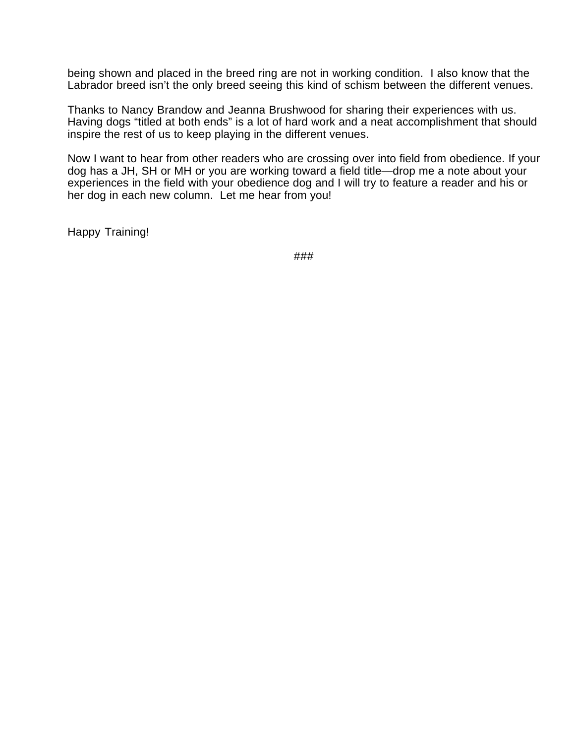being shown and placed in the breed ring are not in working condition. I also know that the Labrador breed isn't the only breed seeing this kind of schism between the different venues.

Thanks to Nancy Brandow and Jeanna Brushwood for sharing their experiences with us. Having dogs "titled at both ends" is a lot of hard work and a neat accomplishment that should inspire the rest of us to keep playing in the different venues.

Now I want to hear from other readers who are crossing over into field from obedience. If your dog has a JH, SH or MH or you are working toward a field title—drop me a note about your experiences in the field with your obedience dog and I will try to feature a reader and his or her dog in each new column. Let me hear from you!

Happy Training!

###